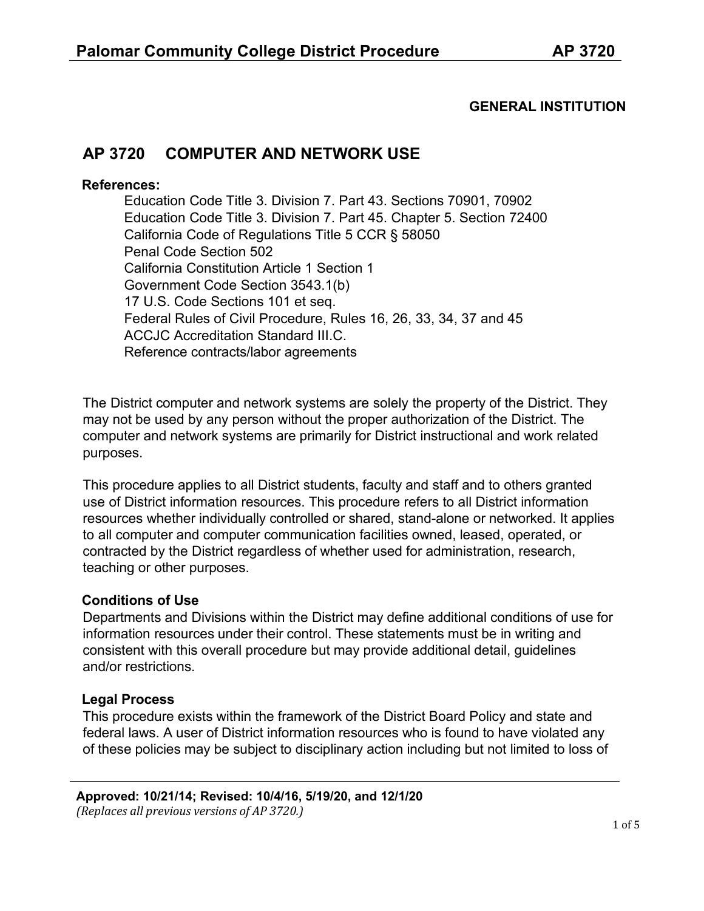# Palomar Community College District Procedure AP 3720

**GENERAL INSTITUTION**

## AP 3720 COMPUTER AND NETWORK USE

**References:**

Education Code Title 3. Division 7. Part 43. Sections 70901, 70902
Education Code Title 3. Division 7. Part 45. Chapter 5. Section 72400
California Code of Regulations Title 5 CCR § 58050
Penal Code Section 502
California Constitution Article 1 Section 1
Government Code Section 3543.1(b)
17 U.S. Code Sections 101 et seq.
Federal Rules of Civil Procedure, Rules 16, 26, 33, 34, 37 and 45
ACCJC Accreditation Standard III.C.
Reference contracts/labor agreements

The District computer and network systems are solely the property of the District. They may not be used by any person without the proper authorization of the District. The computer and network systems are primarily for District instructional and work related purposes.

This procedure applies to all District students, faculty and staff and to others granted use of District information resources. This procedure refers to all District information resources whether individually controlled or shared, stand-alone or networked. It applies to all computer and computer communication facilities owned, leased, operated, or contracted by the District regardless of whether used for administration, research, teaching or other purposes.

### Conditions of Use

Departments and Divisions within the District may define additional conditions of use for information resources under their control. These statements must be in writing and consistent with this overall procedure but may provide additional detail, guidelines and/or restrictions.

### Legal Process

This procedure exists within the framework of the District Board Policy and state and federal laws. A user of District information resources who is found to have violated any of these policies may be subject to disciplinary action including but not limited to loss of

**Approved: 10/21/14; Revised: 10/4/16, 5/19/20, and 12/1/20**
*(Replaces all previous versions of AP 3720.)*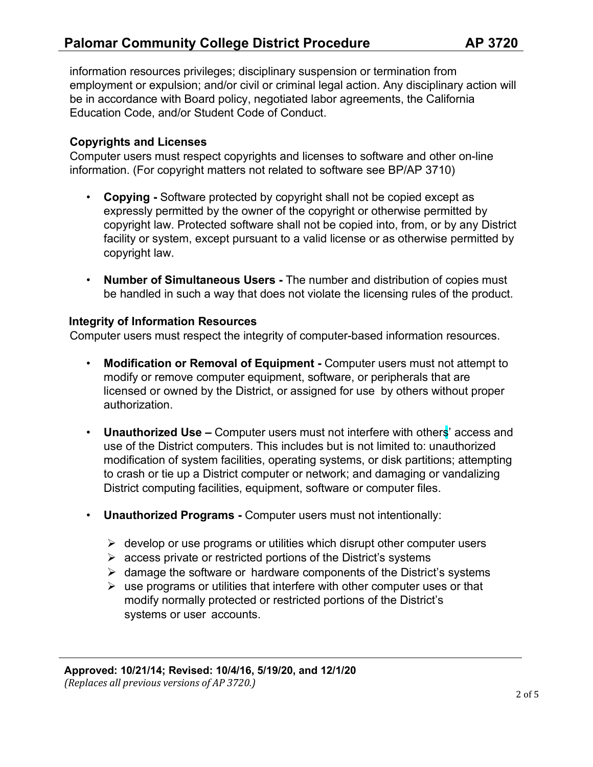information resources privileges; disciplinary suspension or termination from employment or expulsion; and/or civil or criminal legal action. Any disciplinary action will be in accordance with Board policy, negotiated labor agreements, the California Education Code, and/or Student Code of Conduct.

**Copyrights and Licenses**
Computer users must respect copyrights and licenses to software and other on-line information. (For copyright matters not related to software see BP/AP 3710)

- **Copying -** Software protected by copyright shall not be copied except as expressly permitted by the owner of the copyright or otherwise permitted by copyright law. Protected software shall not be copied into, from, or by any District facility or system, except pursuant to a valid license or as otherwise permitted by copyright law.

- **Number of Simultaneous Users -** The number and distribution of copies must be handled in such a way that does not violate the licensing rules of the product.

**Integrity of Information Resources**
Computer users must respect the integrity of computer-based information resources.

- **Modification or Removal of Equipment -** Computer users must not attempt to modify or remove computer equipment, software, or peripherals that are licensed or owned by the District, or assigned for use by others without proper authorization.

- **Unauthorized Use –** Computer users must not interfere with others' access and use of the District computers. This includes but is not limited to: unauthorized modification of system facilities, operating systems, or disk partitions; attempting to crash or tie up a District computer or network; and damaging or vandalizing District computing facilities, equipment, software or computer files.

- **Unauthorized Programs -** Computer users must not intentionally:
  - develop or use programs or utilities which disrupt other computer users
  - access private or restricted portions of the District's systems
  - damage the software or hardware components of the District's systems
  - use programs or utilities that interfere with other computer uses or that modify normally protected or restricted portions of the District's systems or user accounts.

**Approved: 10/21/14; Revised: 10/4/16, 5/19/20, and 12/1/20**
*(Replaces all previous versions of AP 3720.)*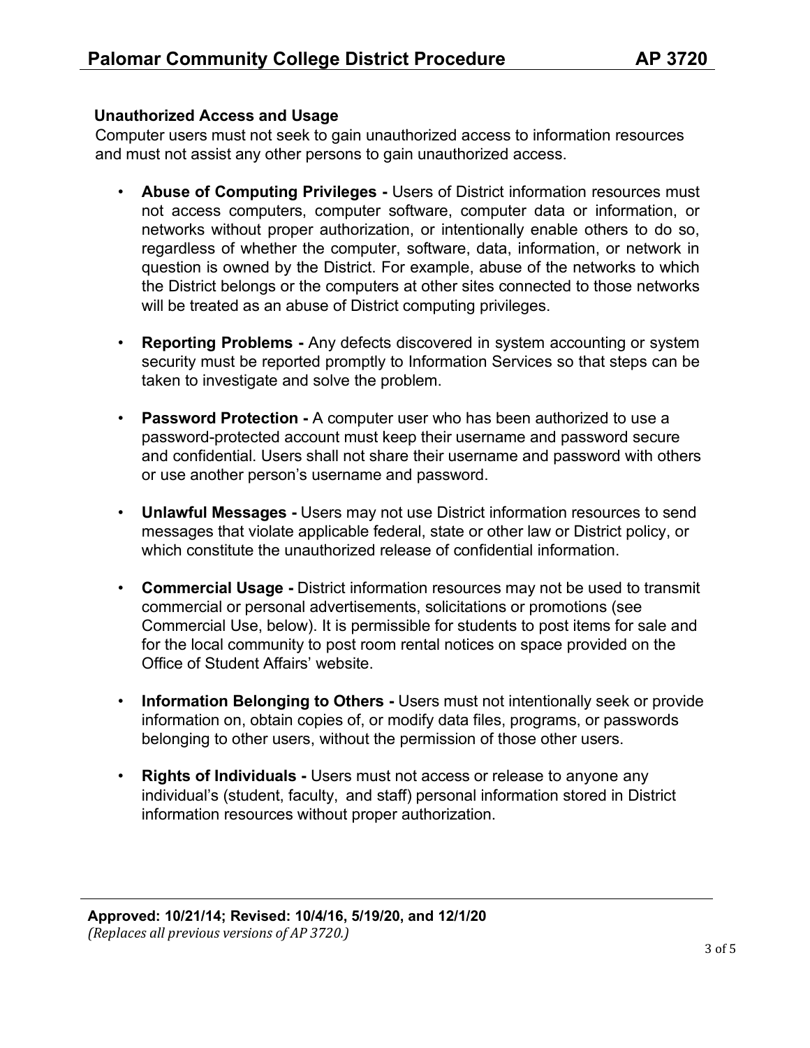### Unauthorized Access and Usage

Computer users must not seek to gain unauthorized access to information resources and must not assist any other persons to gain unauthorized access.

- **Abuse of Computing Privileges -** Users of District information resources must not access computers, computer software, computer data or information, or networks without proper authorization, or intentionally enable others to do so, regardless of whether the computer, software, data, information, or network in question is owned by the District. For example, abuse of the networks to which the District belongs or the computers at other sites connected to those networks will be treated as an abuse of District computing privileges.

- **Reporting Problems -** Any defects discovered in system accounting or system security must be reported promptly to Information Services so that steps can be taken to investigate and solve the problem.

- **Password Protection -** A computer user who has been authorized to use a password-protected account must keep their username and password secure and confidential. Users shall not share their username and password with others or use another person's username and password.

- **Unlawful Messages -** Users may not use District information resources to send messages that violate applicable federal, state or other law or District policy, or which constitute the unauthorized release of confidential information.

- **Commercial Usage -** District information resources may not be used to transmit commercial or personal advertisements, solicitations or promotions (see Commercial Use, below). It is permissible for students to post items for sale and for the local community to post room rental notices on space provided on the Office of Student Affairs' website.

- **Information Belonging to Others -** Users must not intentionally seek or provide information on, obtain copies of, or modify data files, programs, or passwords belonging to other users, without the permission of those other users.

- **Rights of Individuals -** Users must not access or release to anyone any individual's (student, faculty, and staff) personal information stored in District information resources without proper authorization.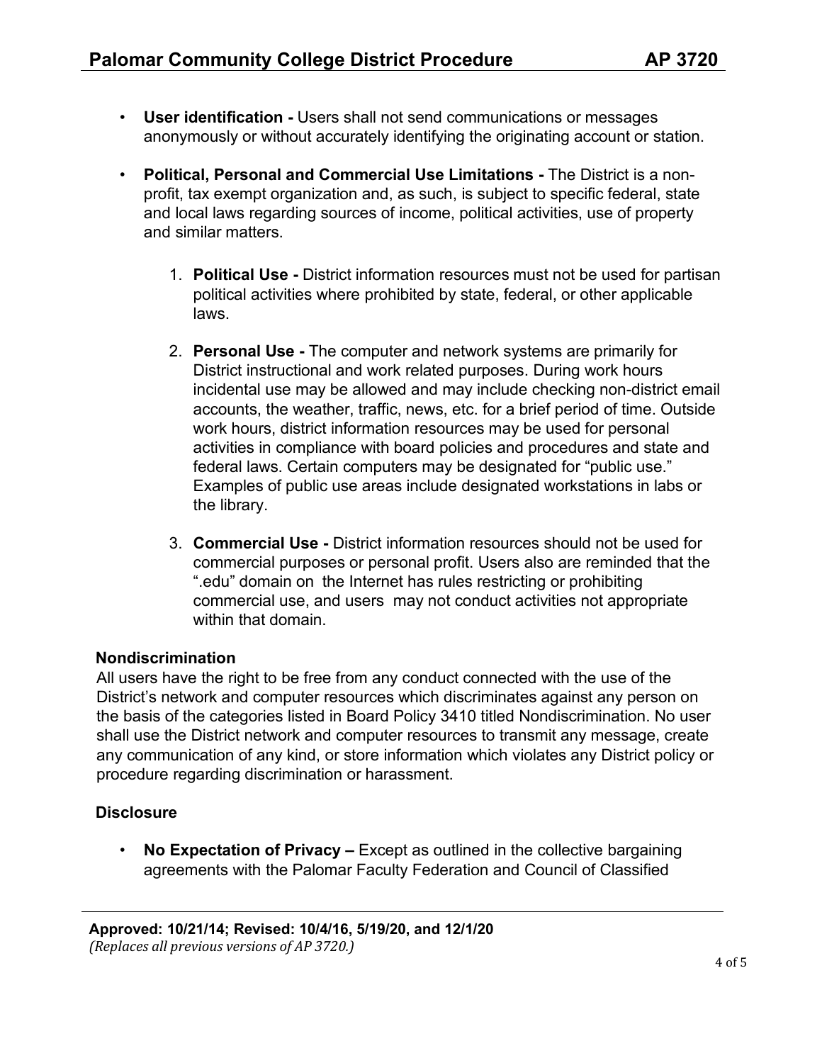- **User identification -** Users shall not send communications or messages anonymously or without accurately identifying the originating account or station.

- **Political, Personal and Commercial Use Limitations -** The District is a non-profit, tax exempt organization and, as such, is subject to specific federal, state and local laws regarding sources of income, political activities, use of property and similar matters.

  1. **Political Use -** District information resources must not be used for partisan political activities where prohibited by state, federal, or other applicable laws.

  2. **Personal Use -** The computer and network systems are primarily for District instructional and work related purposes. During work hours incidental use may be allowed and may include checking non-district email accounts, the weather, traffic, news, etc. for a brief period of time. Outside work hours, district information resources may be used for personal activities in compliance with board policies and procedures and state and federal laws. Certain computers may be designated for "public use." Examples of public use areas include designated workstations in labs or the library.

  3. **Commercial Use -** District information resources should not be used for commercial purposes or personal profit. Users also are reminded that the ".edu" domain on the Internet has rules restricting or prohibiting commercial use, and users may not conduct activities not appropriate within that domain.

**Nondiscrimination**

All users have the right to be free from any conduct connected with the use of the District's network and computer resources which discriminates against any person on the basis of the categories listed in Board Policy 3410 titled Nondiscrimination. No user shall use the District network and computer resources to transmit any message, create any communication of any kind, or store information which violates any District policy or procedure regarding discrimination or harassment.

**Disclosure**

- **No Expectation of Privacy –** Except as outlined in the collective bargaining agreements with the Palomar Faculty Federation and Council of Classified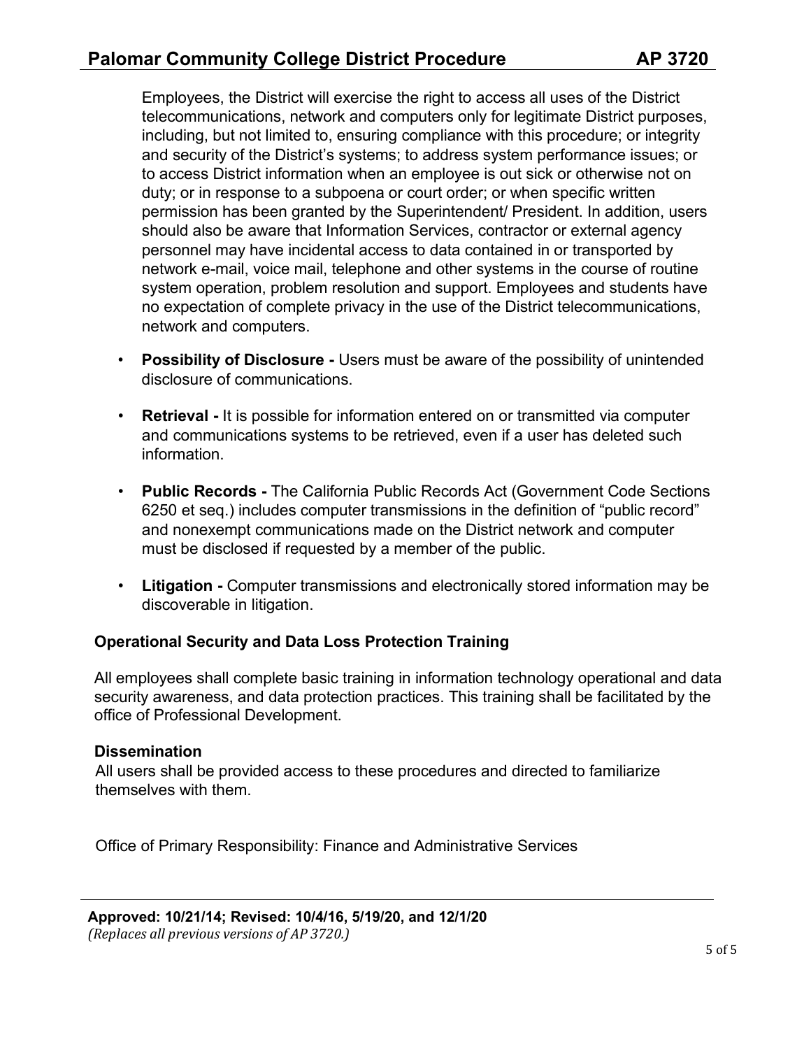Employees, the District will exercise the right to access all uses of the District telecommunications, network and computers only for legitimate District purposes, including, but not limited to, ensuring compliance with this procedure; or integrity and security of the District's systems; to address system performance issues; or to access District information when an employee is out sick or otherwise not on duty; or in response to a subpoena or court order; or when specific written permission has been granted by the Superintendent/ President. In addition, users should also be aware that Information Services, contractor or external agency personnel may have incidental access to data contained in or transported by network e-mail, voice mail, telephone and other systems in the course of routine system operation, problem resolution and support. Employees and students have no expectation of complete privacy in the use of the District telecommunications, network and computers.

- **Possibility of Disclosure -** Users must be aware of the possibility of unintended disclosure of communications.
- **Retrieval -** It is possible for information entered on or transmitted via computer and communications systems to be retrieved, even if a user has deleted such information.
- **Public Records -** The California Public Records Act (Government Code Sections 6250 et seq.) includes computer transmissions in the definition of "public record" and nonexempt communications made on the District network and computer must be disclosed if requested by a member of the public.
- **Litigation -** Computer transmissions and electronically stored information may be discoverable in litigation.

**Operational Security and Data Loss Protection Training**

All employees shall complete basic training in information technology operational and data security awareness, and data protection practices. This training shall be facilitated by the office of Professional Development.

**Dissemination**

All users shall be provided access to these procedures and directed to familiarize themselves with them.

Office of Primary Responsibility: Finance and Administrative Services

---

**Approved: 10/21/14; Revised: 10/4/16, 5/19/20, and 12/1/20**
*(Replaces all previous versions of AP 3720.)*